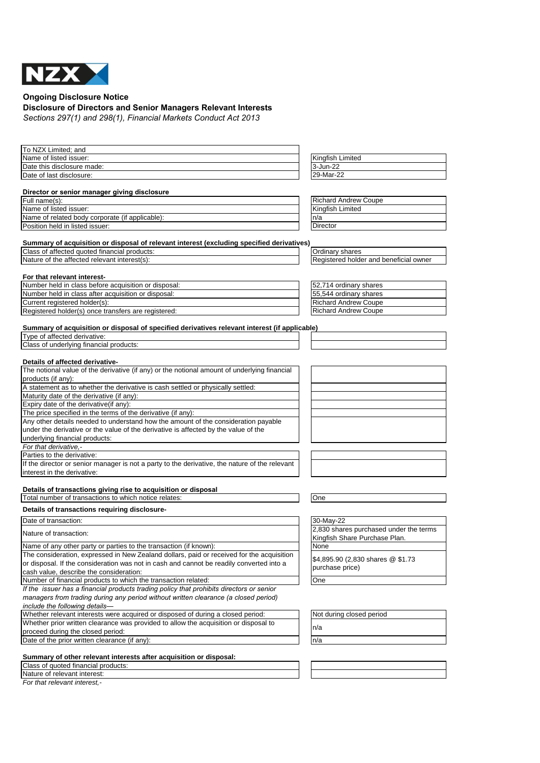NZX

**Ongoing Disclosure Notice**

**Disclosure of Directors and Senior Managers Relevant Interests**

*Sections 297(1) and 298(1), Financial Markets Conduct Act 2013*

| | |
|---|---|
| To NZX Limited; and | |
| Name of listed issuer: | Kingfish Limited |
| Date this disclosure made: | 3-Jun-22 |
| Date of last disclosure: | 29-Mar-22 |

**Director or senior manager giving disclosure**

| | |
|---|---|
| Full name(s): | Richard Andrew Coupe |
| Name of listed issuer: | Kingfish Limited |
| Name of related body corporate (if applicable): | n/a |
| Position held in listed issuer: | Director |

**Summary of acquisition or disposal of relevant interest (excluding specified derivatives)**

| | |
|---|---|
| Class of affected quoted financial products: | Ordinary shares |
| Nature of the affected relevant interest(s): | Registered holder and beneficial owner |

**For that relevant interest-**

| | |
|---|---|
| Number held in class before acquisition or disposal: | 52,714 ordinary shares |
| Number held in class after acquisition or disposal: | 55,544 ordinary shares |
| Current registered holder(s): | Richard Andrew Coupe |
| Registered holder(s) once transfers are registered: | Richard Andrew Coupe |

**Summary of acquisition or disposal of specified derivatives relevant interest (if applicable)**

| | |
|---|---|
| Type of affected derivative: | |
| Class of underlying financial products: | |

**Details of affected derivative-**

| | |
|---|---|
| The notional value of the derivative (if any) or the notional amount of underlying financial products (if any): | |
| A statement as to whether the derivative is cash settled or physically settled: | |
| Maturity date of the derivative (if any): | |
| Expiry date of the derivative(if any): | |
| The price specified in the terms of the derivative (if any): | |
| Any other details needed to understand how the amount of the consideration payable under the derivative or the value of the derivative is affected by the value of the underlying financial products: | |

*For that derivative,-*

| | |
|---|---|
| Parties to the derivative: | |
| If the director or senior manager is not a party to the derivative, the nature of the relevant interest in the derivative: | |

**Details of transactions giving rise to acquisition or disposal**

| | |
|---|---|
| Total number of transactions to which notice relates: | One |

**Details of transactions requiring disclosure-**

| | |
|---|---|
| Date of transaction: | 30-May-22 |
| Nature of transaction: | 2,830 shares purchased under the terms Kingfish Share Purchase Plan. |
| Name of any other party or parties to the transaction (if known): | None |
| The consideration, expressed in New Zealand dollars, paid or received for the acquisition or disposal. If the consideration was not in cash and cannot be readily converted into a cash value, describe the consideration: | $4,895.90 (2,830 shares @ $1.73 purchase price) |
| Number of financial products to which the transaction related: | One |

*If the issuer has a financial products trading policy that prohibits directors or senior managers from trading during any period without written clearance (a closed period) include the following details—*

| | |
|---|---|
| Whether relevant interests were acquired or disposed of during a closed period: | Not during closed period |
| Whether prior written clearance was provided to allow the acquisition or disposal to proceed during the closed period: | n/a |
| Date of the prior written clearance (if any): | n/a |

**Summary of other relevant interests after acquisition or disposal:**

| | |
|---|---|
| Class of quoted financial products: | |
| Nature of relevant interest: | |

*For that relevant interest,-*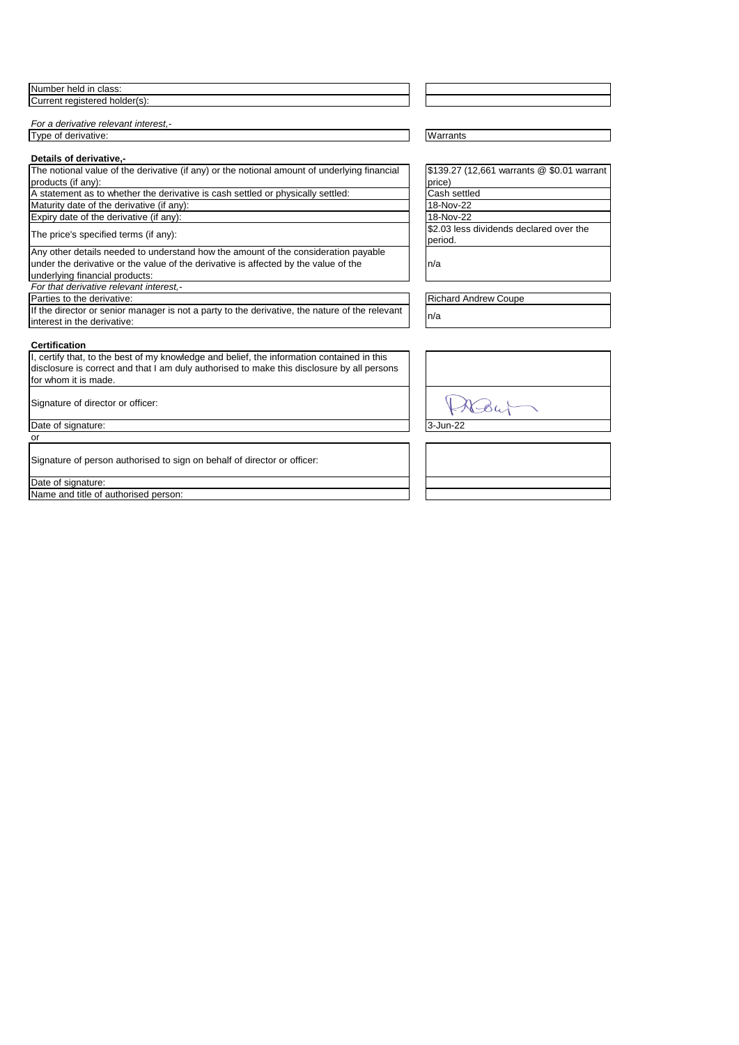| | |
|---|---|
| Number held in class: | |
| Current registered holder(s): | |

*For a derivative relevant interest,-*

| | |
|---|---|
| Type of derivative: | Warrants |

**Details of derivative,-**

| | |
|---|---|
| The notional value of the derivative (if any) or the notional amount of underlying financial products (if any): | $139.27 (12,661 warrants @ $0.01 warrant price) |
| A statement as to whether the derivative is cash settled or physically settled: | Cash settled |
| Maturity date of the derivative (if any): | 18-Nov-22 |
| Expiry date of the derivative (if any): | 18-Nov-22 |
| The price's specified terms (if any): | $2.03 less dividends declared over the period. |
| Any other details needed to understand how the amount of the consideration payable under the derivative or the value of the derivative is affected by the value of the underlying financial products: | n/a |

*For that derivative relevant interest,-*

| | |
|---|---|
| Parties to the derivative: | Richard Andrew Coupe |
| If the director or senior manager is not a party to the derivative, the nature of the relevant interest in the derivative: | n/a |

**Certification**

| | |
|---|---|
| I, certify that, to the best of my knowledge and belief, the information contained in this disclosure is correct and that I am duly authorised to make this disclosure by all persons for whom it is made. | |
| Signature of director or officer: | [Signature] |
| Date of signature: | 3-Jun-22 |

or

| | |
|---|---|
| Signature of person authorised to sign on behalf of director or officer: | |
| Date of signature: | |
| Name and title of authorised person: | |